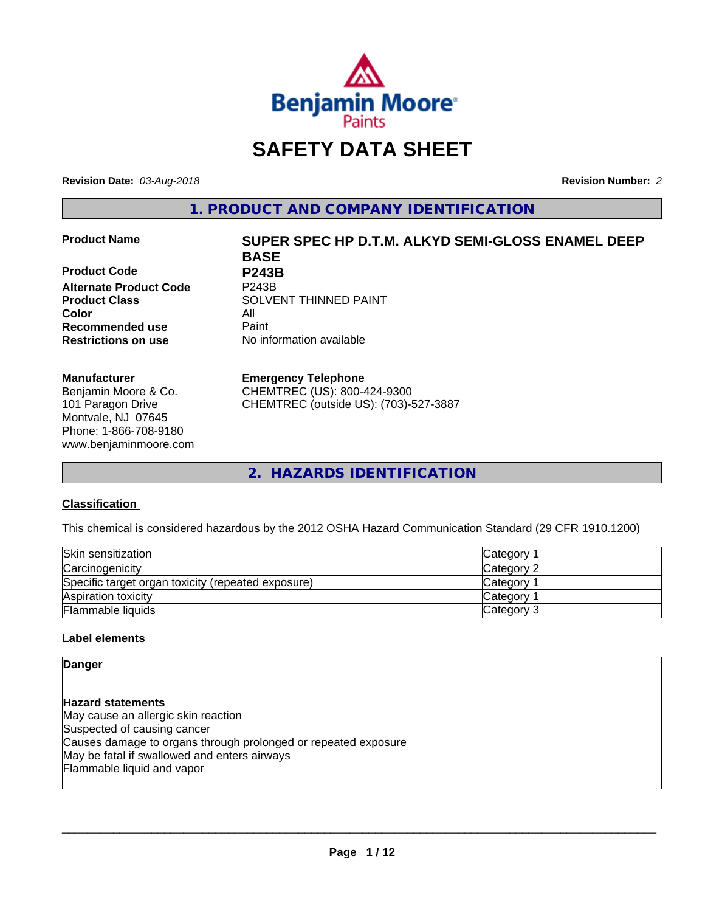# SAFETY DATA SHEET

**Revision Date:** *03-Aug-2018*

**Revision Number:** *2*

## 1. PRODUCT AND COMPANY IDENTIFICATION

| | |
|---|---|
| **Product Name** | **SUPER SPEC HP D.T.M. ALKYD SEMI-GLOSS ENAMEL DEEP BASE** |
| **Product Code** | **P243B** |
| **Alternate Product Code** | P243B |
| **Product Class** | SOLVENT THINNED PAINT |
| **Color** | All |
| **Recommended use** | Paint |
| **Restrictions on use** | No information available |

**Manufacturer**
Benjamin Moore & Co.
101 Paragon Drive
Montvale, NJ 07645
Phone: 1-866-708-9180
www.benjaminmoore.com

**Emergency Telephone**
CHEMTREC (US): 800-424-9300
CHEMTREC (outside US): (703)-527-3887

## 2. HAZARDS IDENTIFICATION

### Classification

This chemical is considered hazardous by the 2012 OSHA Hazard Communication Standard (29 CFR 1910.1200)

| | |
|---|---|
| Skin sensitization | Category 1 |
| Carcinogenicity | Category 2 |
| Specific target organ toxicity (repeated exposure) | Category 1 |
| Aspiration toxicity | Category 1 |
| Flammable liquids | Category 3 |

### Label elements

**Danger**

**Hazard statements**
May cause an allergic skin reaction
Suspected of causing cancer
Causes damage to organs through prolonged or repeated exposure
May be fatal if swallowed and enters airways
Flammable liquid and vapor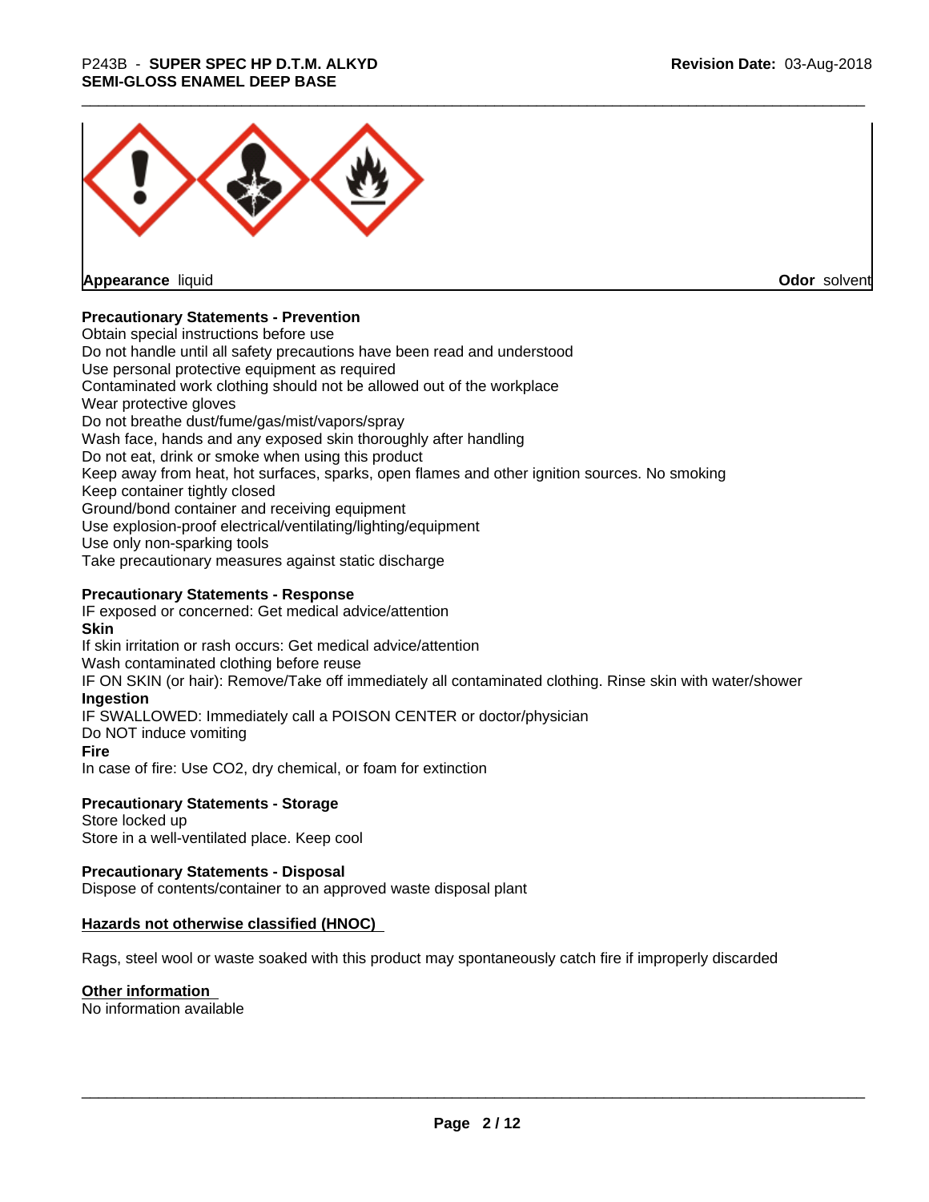**Appearance** liquid **Odor** solvent

**Precautionary Statements - Prevention**

Obtain special instructions before use
Do not handle until all safety precautions have been read and understood
Use personal protective equipment as required
Contaminated work clothing should not be allowed out of the workplace
Wear protective gloves
Do not breathe dust/fume/gas/mist/vapors/spray
Wash face, hands and any exposed skin thoroughly after handling
Do not eat, drink or smoke when using this product
Keep away from heat, hot surfaces, sparks, open flames and other ignition sources. No smoking
Keep container tightly closed
Ground/bond container and receiving equipment
Use explosion-proof electrical/ventilating/lighting/equipment
Use only non-sparking tools
Take precautionary measures against static discharge

**Precautionary Statements - Response**

IF exposed or concerned: Get medical advice/attention

**Skin**

If skin irritation or rash occurs: Get medical advice/attention
Wash contaminated clothing before reuse
IF ON SKIN (or hair): Remove/Take off immediately all contaminated clothing. Rinse skin with water/shower

**Ingestion**

IF SWALLOWED: Immediately call a POISON CENTER or doctor/physician
Do NOT induce vomiting

**Fire**

In case of fire: Use CO2, dry chemical, or foam for extinction

**Precautionary Statements - Storage**

Store locked up
Store in a well-ventilated place. Keep cool

**Precautionary Statements - Disposal**

Dispose of contents/container to an approved waste disposal plant

**Hazards not otherwise classified (HNOC)**

Rags, steel wool or waste soaked with this product may spontaneously catch fire if improperly discarded

**Other information**

No information available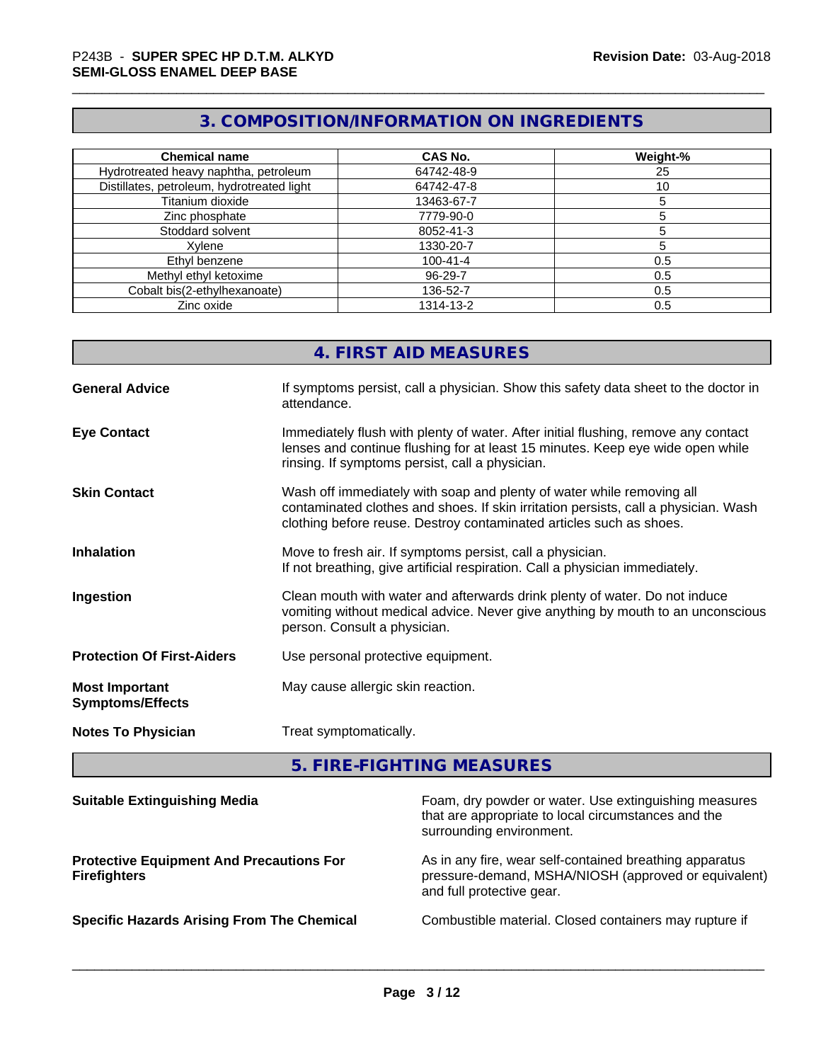## 3. COMPOSITION/INFORMATION ON INGREDIENTS

| Chemical name | CAS No. | Weight-% |
|---|---|---|
| Hydrotreated heavy naphtha, petroleum | 64742-48-9 | 25 |
| Distillates, petroleum, hydrotreated light | 64742-47-8 | 10 |
| Titanium dioxide | 13463-67-7 | 5 |
| Zinc phosphate | 7779-90-0 | 5 |
| Stoddard solvent | 8052-41-3 | 5 |
| Xylene | 1330-20-7 | 5 |
| Ethyl benzene | 100-41-4 | 0.5 |
| Methyl ethyl ketoxime | 96-29-7 | 0.5 |
| Cobalt bis(2-ethylhexanoate) | 136-52-7 | 0.5 |
| Zinc oxide | 1314-13-2 | 0.5 |

## 4. FIRST AID MEASURES

**General Advice**
If symptoms persist, call a physician. Show this safety data sheet to the doctor in attendance.

**Eye Contact**
Immediately flush with plenty of water. After initial flushing, remove any contact lenses and continue flushing for at least 15 minutes. Keep eye wide open while rinsing. If symptoms persist, call a physician.

**Skin Contact**
Wash off immediately with soap and plenty of water while removing all contaminated clothes and shoes. If skin irritation persists, call a physician. Wash clothing before reuse. Destroy contaminated articles such as shoes.

**Inhalation**
Move to fresh air. If symptoms persist, call a physician.
If not breathing, give artificial respiration. Call a physician immediately.

**Ingestion**
Clean mouth with water and afterwards drink plenty of water. Do not induce vomiting without medical advice. Never give anything by mouth to an unconscious person. Consult a physician.

**Protection Of First-Aiders**
Use personal protective equipment.

**Most Important Symptoms/Effects**
May cause allergic skin reaction.

**Notes To Physician**
Treat symptomatically.

## 5. FIRE-FIGHTING MEASURES

**Suitable Extinguishing Media**
Foam, dry powder or water. Use extinguishing measures that are appropriate to local circumstances and the surrounding environment.

**Protective Equipment And Precautions For Firefighters**
As in any fire, wear self-contained breathing apparatus pressure-demand, MSHA/NIOSH (approved or equivalent) and full protective gear.

**Specific Hazards Arising From The Chemical**
Combustible material. Closed containers may rupture if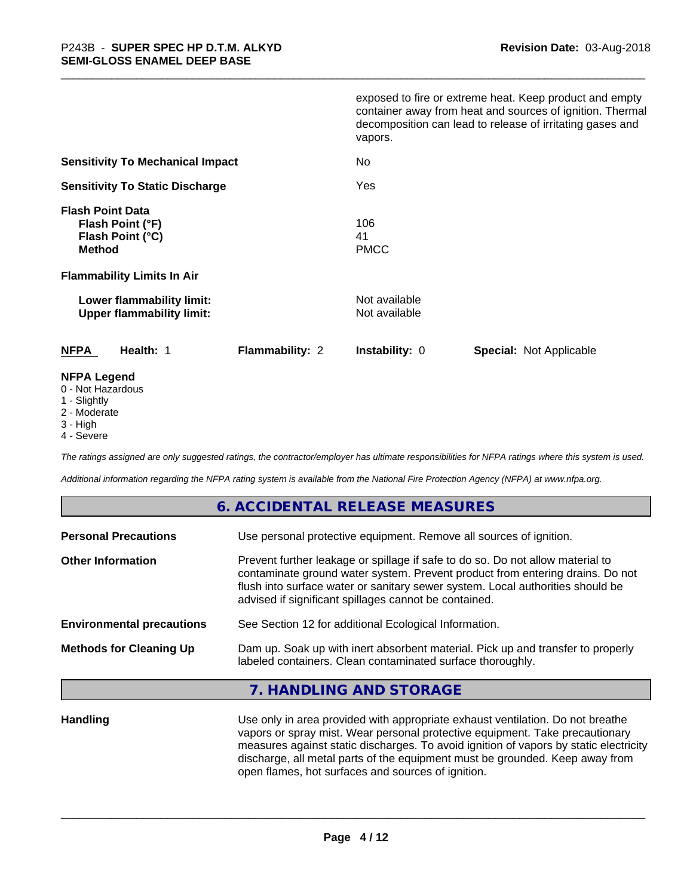exposed to fire or extreme heat. Keep product and empty container away from heat and sources of ignition. Thermal decomposition can lead to release of irritating gases and vapors.

| | |
|---|---|
| **Sensitivity To Mechanical Impact** | No |
| **Sensitivity To Static Discharge** | Yes |

**Flash Point Data**

| | |
|---|---|
| **Flash Point (°F)** | 106 |
| **Flash Point (°C)** | 41 |
| **Method** | PMCC |

**Flammability Limits In Air**

| | |
|---|---|
| **Lower flammability limit:** | Not available |
| **Upper flammability limit:** | Not available |

| **NFPA** | **Health:** 1 | **Flammability:** 2 | **Instability:** 0 | **Special:** Not Applicable |
|---|---|---|---|---|

**NFPA Legend**
- 0 - Not Hazardous
- 1 - Slightly
- 2 - Moderate
- 3 - High
- 4 - Severe

*The ratings assigned are only suggested ratings, the contractor/employer has ultimate responsibilities for NFPA ratings where this system is used.*

*Additional information regarding the NFPA rating system is available from the National Fire Protection Agency (NFPA) at www.nfpa.org.*

## 6. ACCIDENTAL RELEASE MEASURES

| | |
|---|---|
| **Personal Precautions** | Use personal protective equipment. Remove all sources of ignition. |
| **Other Information** | Prevent further leakage or spillage if safe to do so. Do not allow material to contaminate ground water system. Prevent product from entering drains. Do not flush into surface water or sanitary sewer system. Local authorities should be advised if significant spillages cannot be contained. |
| **Environmental precautions** | See Section 12 for additional Ecological Information. |
| **Methods for Cleaning Up** | Dam up. Soak up with inert absorbent material. Pick up and transfer to properly labeled containers. Clean contaminated surface thoroughly. |

## 7. HANDLING AND STORAGE

| | |
|---|---|
| **Handling** | Use only in area provided with appropriate exhaust ventilation. Do not breathe vapors or spray mist. Wear personal protective equipment. Take precautionary measures against static discharges. To avoid ignition of vapors by static electricity discharge, all metal parts of the equipment must be grounded. Keep away from open flames, hot surfaces and sources of ignition. |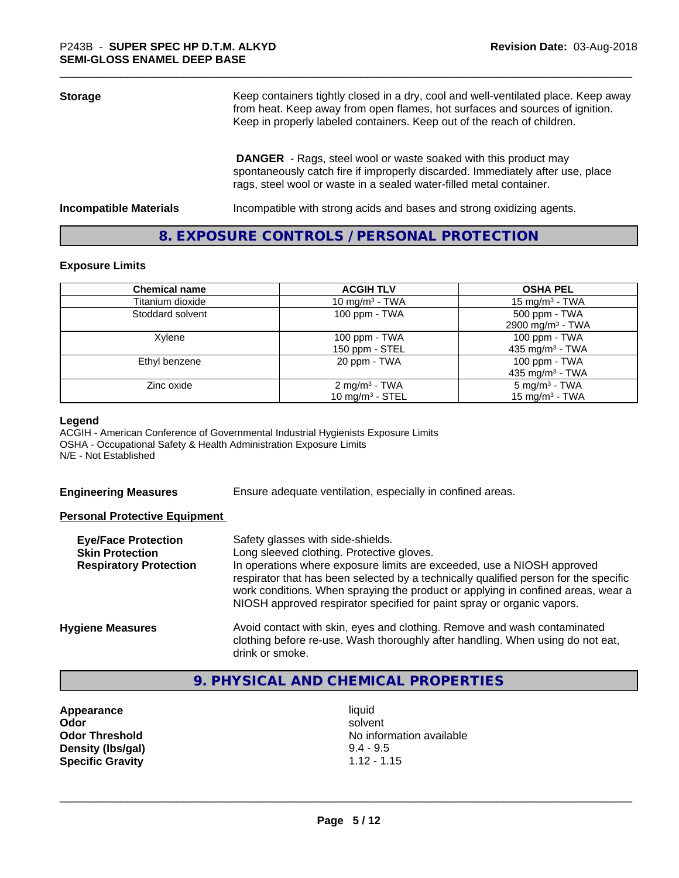**Storage** Keep containers tightly closed in a dry, cool and well-ventilated place. Keep away from heat. Keep away from open flames, hot surfaces and sources of ignition. Keep in properly labeled containers. Keep out of the reach of children.

**DANGER** - Rags, steel wool or waste soaked with this product may spontaneously catch fire if improperly discarded. Immediately after use, place rags, steel wool or waste in a sealed water-filled metal container.

**Incompatible Materials** Incompatible with strong acids and bases and strong oxidizing agents.

## 8. EXPOSURE CONTROLS / PERSONAL PROTECTION

### Exposure Limits

| Chemical name | ACGIH TLV | OSHA PEL |
|---|---|---|
| Titanium dioxide | 10 mg/m³ - TWA | 15 mg/m³ - TWA |
| Stoddard solvent | 100 ppm - TWA | 500 ppm - TWA<br>2900 mg/m³ - TWA |
| Xylene | 100 ppm - TWA<br>150 ppm - STEL | 100 ppm - TWA<br>435 mg/m³ - TWA |
| Ethyl benzene | 20 ppm - TWA | 100 ppm - TWA<br>435 mg/m³ - TWA |
| Zinc oxide | 2 mg/m³ - TWA<br>10 mg/m³ - STEL | 5 mg/m³ - TWA<br>15 mg/m³ - TWA |

**Legend**
ACGIH - American Conference of Governmental Industrial Hygienists Exposure Limits
OSHA - Occupational Safety & Health Administration Exposure Limits
N/E - Not Established

**Engineering Measures** Ensure adequate ventilation, especially in confined areas.

**Personal Protective Equipment**

**Eye/Face Protection** Safety glasses with side-shields.
**Skin Protection** Long sleeved clothing. Protective gloves.
**Respiratory Protection** In operations where exposure limits are exceeded, use a NIOSH approved respirator that has been selected by a technically qualified person for the specific work conditions. When spraying the product or applying in confined areas, wear a NIOSH approved respirator specified for paint spray or organic vapors.

**Hygiene Measures** Avoid contact with skin, eyes and clothing. Remove and wash contaminated clothing before re-use. Wash thoroughly after handling. When using do not eat, drink or smoke.

## 9. PHYSICAL AND CHEMICAL PROPERTIES

**Appearance** liquid
**Odor** solvent
**Odor Threshold** No information available
**Density (lbs/gal)** 9.4 - 9.5
**Specific Gravity** 1.12 - 1.15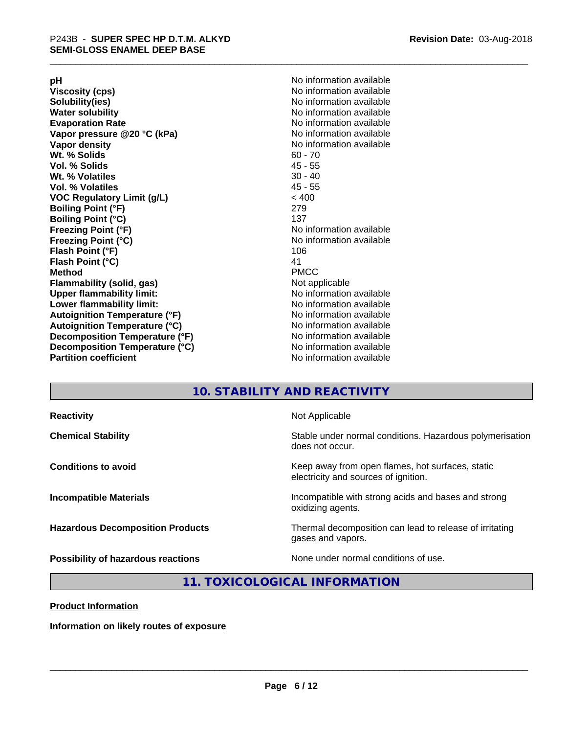| | |
|---|---|
| **pH** | No information available |
| **Viscosity (cps)** | No information available |
| **Solubility(ies)** | No information available |
| **Water solubility** | No information available |
| **Evaporation Rate** | No information available |
| **Vapor pressure @20 °C (kPa)** | No information available |
| **Vapor density** | No information available |
| **Wt. % Solids** | 60 - 70 |
| **Vol. % Solids** | 45 - 55 |
| **Wt. % Volatiles** | 30 - 40 |
| **Vol. % Volatiles** | 45 - 55 |
| **VOC Regulatory Limit (g/L)** | < 400 |
| **Boiling Point (°F)** | 279 |
| **Boiling Point (°C)** | 137 |
| **Freezing Point (°F)** | No information available |
| **Freezing Point (°C)** | No information available |
| **Flash Point (°F)** | 106 |
| **Flash Point (°C)** | 41 |
| **Method** | PMCC |
| **Flammability (solid, gas)** | Not applicable |
| **Upper flammability limit:** | No information available |
| **Lower flammability limit:** | No information available |
| **Autoignition Temperature (°F)** | No information available |
| **Autoignition Temperature (°C)** | No information available |
| **Decomposition Temperature (°F)** | No information available |
| **Decomposition Temperature (°C)** | No information available |
| **Partition coefficient** | No information available |

## 10. STABILITY AND REACTIVITY

| | |
|---|---|
| **Reactivity** | Not Applicable |
| **Chemical Stability** | Stable under normal conditions. Hazardous polymerisation does not occur. |
| **Conditions to avoid** | Keep away from open flames, hot surfaces, static electricity and sources of ignition. |
| **Incompatible Materials** | Incompatible with strong acids and bases and strong oxidizing agents. |
| **Hazardous Decomposition Products** | Thermal decomposition can lead to release of irritating gases and vapors. |
| **Possibility of hazardous reactions** | None under normal conditions of use. |

## 11. TOXICOLOGICAL INFORMATION

**Product Information**

**Information on likely routes of exposure**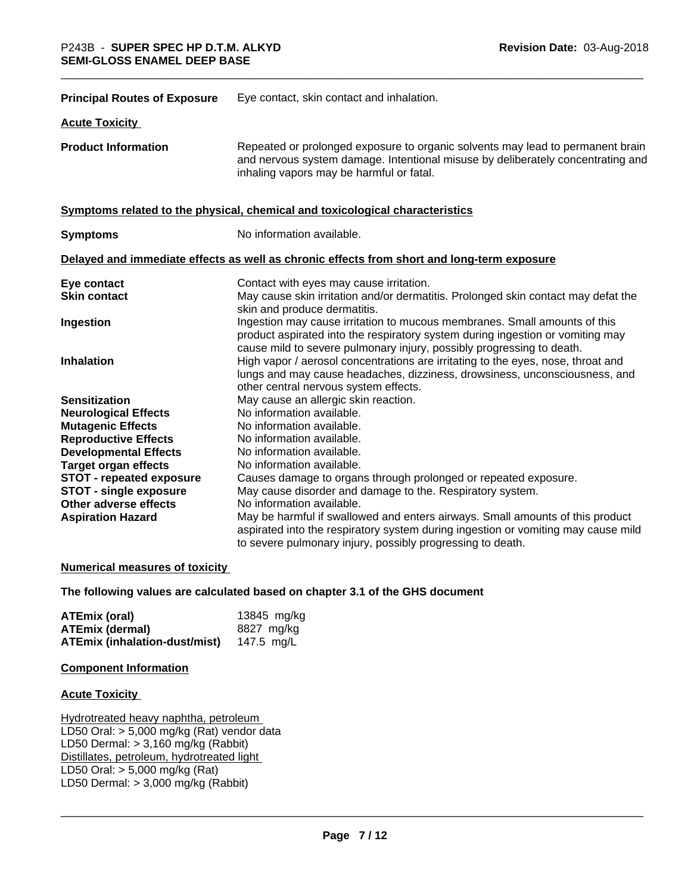**Principal Routes of Exposure** Eye contact, skin contact and inhalation.

**Acute Toxicity**

**Product Information** Repeated or prolonged exposure to organic solvents may lead to permanent brain and nervous system damage. Intentional misuse by deliberately concentrating and inhaling vapors may be harmful or fatal.

**Symptoms related to the physical, chemical and toxicological characteristics**

**Symptoms** No information available.

**Delayed and immediate effects as well as chronic effects from short and long-term exposure**

| | |
|---|---|
| **Eye contact** | Contact with eyes may cause irritation. |
| **Skin contact** | May cause skin irritation and/or dermatitis. Prolonged skin contact may defat the skin and produce dermatitis. |
| **Ingestion** | Ingestion may cause irritation to mucous membranes. Small amounts of this product aspirated into the respiratory system during ingestion or vomiting may cause mild to severe pulmonary injury, possibly progressing to death. |
| **Inhalation** | High vapor / aerosol concentrations are irritating to the eyes, nose, throat and lungs and may cause headaches, dizziness, drowsiness, unconsciousness, and other central nervous system effects. |
| **Sensitization** | May cause an allergic skin reaction. |
| **Neurological Effects** | No information available. |
| **Mutagenic Effects** | No information available. |
| **Reproductive Effects** | No information available. |
| **Developmental Effects** | No information available. |
| **Target organ effects** | No information available. |
| **STOT - repeated exposure** | Causes damage to organs through prolonged or repeated exposure. |
| **STOT - single exposure** | May cause disorder and damage to the. Respiratory system. |
| **Other adverse effects** | No information available. |
| **Aspiration Hazard** | May be harmful if swallowed and enters airways. Small amounts of this product aspirated into the respiratory system during ingestion or vomiting may cause mild to severe pulmonary injury, possibly progressing to death. |

**Numerical measures of toxicity**

**The following values are calculated based on chapter 3.1 of the GHS document**

| | |
|---|---|
| **ATEmix (oral)** | 13845 mg/kg |
| **ATEmix (dermal)** | 8827 mg/kg |
| **ATEmix (inhalation-dust/mist)** | 147.5 mg/L |

**Component Information**

**Acute Toxicity**

Hydrotreated heavy naphtha, petroleum
LD50 Oral: > 5,000 mg/kg (Rat) vendor data
LD50 Dermal: > 3,160 mg/kg (Rabbit)
Distillates, petroleum, hydrotreated light
LD50 Oral: > 5,000 mg/kg (Rat)
LD50 Dermal: > 3,000 mg/kg (Rabbit)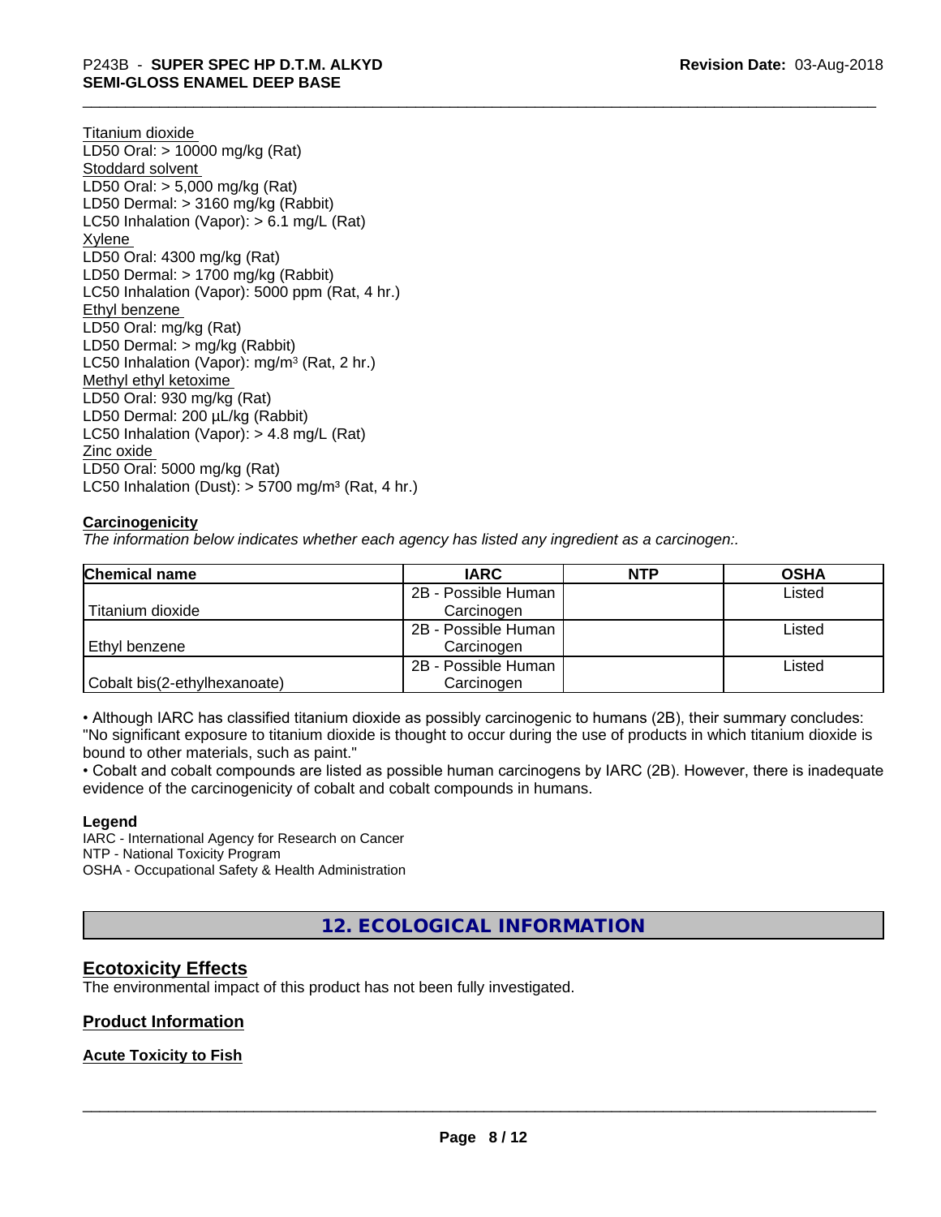Titanium dioxide
LD50 Oral: > 10000 mg/kg (Rat)
Stoddard solvent
LD50 Oral: > 5,000 mg/kg (Rat)
LD50 Dermal: > 3160 mg/kg (Rabbit)
LC50 Inhalation (Vapor): > 6.1 mg/L (Rat)
Xylene
LD50 Oral: 4300 mg/kg (Rat)
LD50 Dermal: > 1700 mg/kg (Rabbit)
LC50 Inhalation (Vapor): 5000 ppm (Rat, 4 hr.)
Ethyl benzene
LD50 Oral: mg/kg (Rat)
LD50 Dermal: > mg/kg (Rabbit)
LC50 Inhalation (Vapor): mg/m³ (Rat, 2 hr.)
Methyl ethyl ketoxime
LD50 Oral: 930 mg/kg (Rat)
LD50 Dermal: 200 µL/kg (Rabbit)
LC50 Inhalation (Vapor): > 4.8 mg/L (Rat)
Zinc oxide
LD50 Oral: 5000 mg/kg (Rat)
LC50 Inhalation (Dust): > 5700 mg/m³ (Rat, 4 hr.)

**Carcinogenicity**

*The information below indicates whether each agency has listed any ingredient as a carcinogen:.*

| Chemical name | IARC | NTP | OSHA |
|---|---|---|---|
| Titanium dioxide | 2B - Possible Human Carcinogen | | Listed |
| Ethyl benzene | 2B - Possible Human Carcinogen | | Listed |
| Cobalt bis(2-ethylhexanoate) | 2B - Possible Human Carcinogen | | Listed |

• Although IARC has classified titanium dioxide as possibly carcinogenic to humans (2B), their summary concludes: "No significant exposure to titanium dioxide is thought to occur during the use of products in which titanium dioxide is bound to other materials, such as paint."

• Cobalt and cobalt compounds are listed as possible human carcinogens by IARC (2B). However, there is inadequate evidence of the carcinogenicity of cobalt and cobalt compounds in humans.

**Legend**

IARC - International Agency for Research on Cancer
NTP - National Toxicity Program
OSHA - Occupational Safety & Health Administration

# 12. ECOLOGICAL INFORMATION

## Ecotoxicity Effects

The environmental impact of this product has not been fully investigated.

## Product Information

### Acute Toxicity to Fish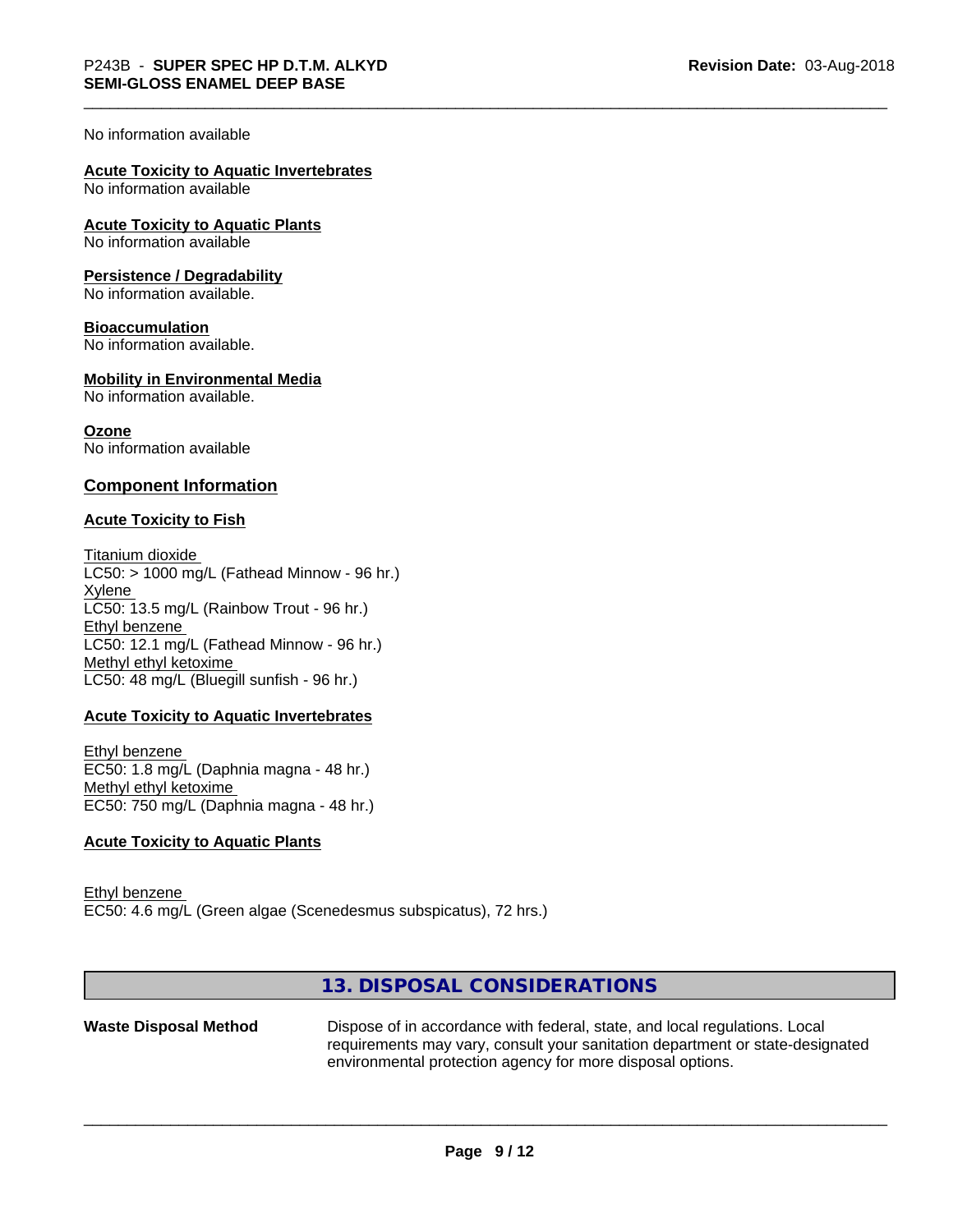No information available

**Acute Toxicity to Aquatic Invertebrates**
No information available

**Acute Toxicity to Aquatic Plants**
No information available

**Persistence / Degradability**
No information available.

**Bioaccumulation**
No information available.

**Mobility in Environmental Media**
No information available.

**Ozone**
No information available

## Component Information

**Acute Toxicity to Fish**

Titanium dioxide
LC50: > 1000 mg/L (Fathead Minnow - 96 hr.)
Xylene
LC50: 13.5 mg/L (Rainbow Trout - 96 hr.)
Ethyl benzene
LC50: 12.1 mg/L (Fathead Minnow - 96 hr.)
Methyl ethyl ketoxime
LC50: 48 mg/L (Bluegill sunfish - 96 hr.)

**Acute Toxicity to Aquatic Invertebrates**

Ethyl benzene
EC50: 1.8 mg/L (Daphnia magna - 48 hr.)
Methyl ethyl ketoxime
EC50: 750 mg/L (Daphnia magna - 48 hr.)

**Acute Toxicity to Aquatic Plants**

Ethyl benzene
EC50: 4.6 mg/L (Green algae (Scenedesmus subspicatus), 72 hrs.)

## 13. DISPOSAL CONSIDERATIONS

**Waste Disposal Method** Dispose of in accordance with federal, state, and local regulations. Local requirements may vary, consult your sanitation department or state-designated environmental protection agency for more disposal options.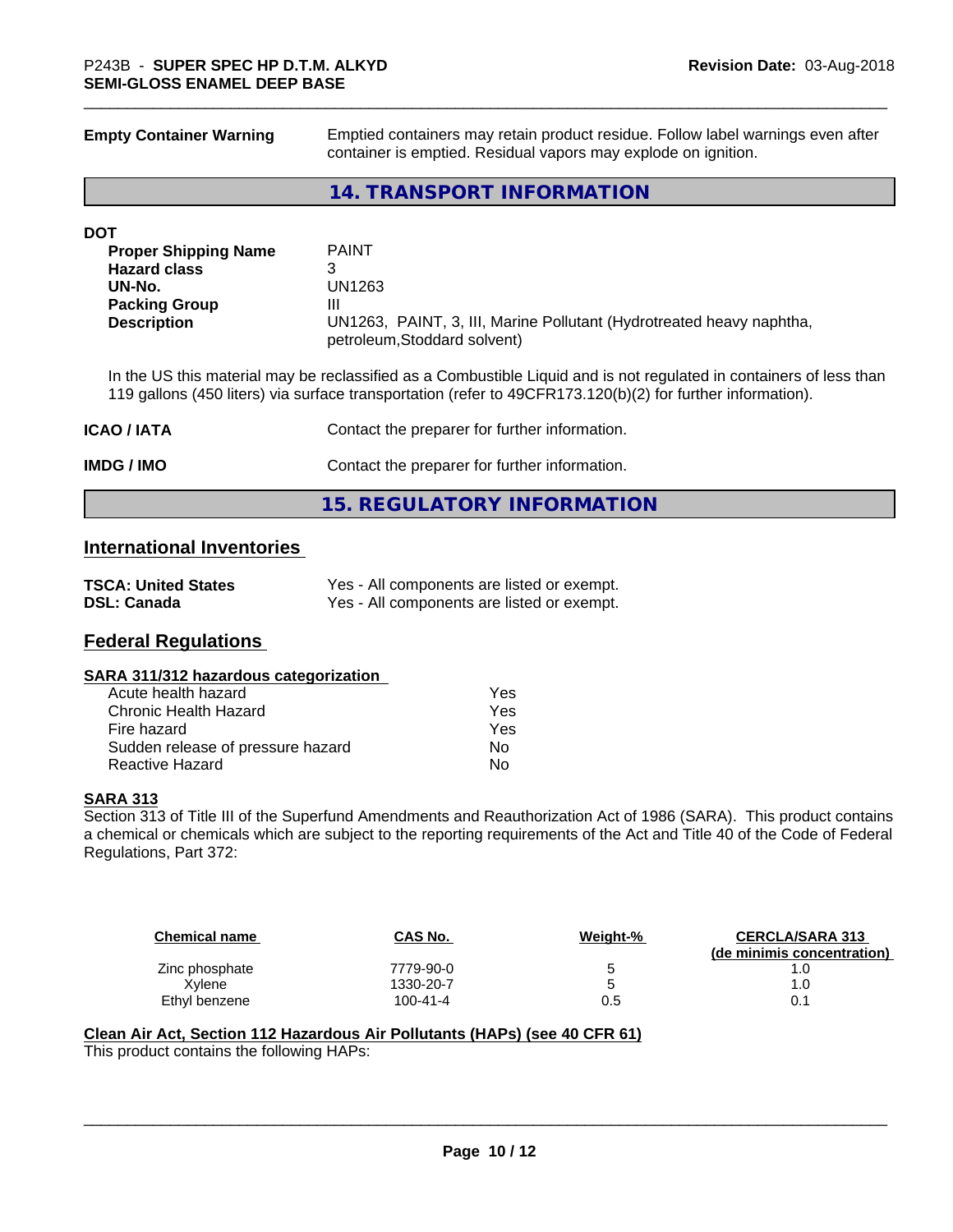**Empty Container Warning** Emptied containers may retain product residue. Follow label warnings even after container is emptied. Residual vapors may explode on ignition.

## 14. TRANSPORT INFORMATION

**DOT**

| | |
|---|---|
| **Proper Shipping Name** | PAINT |
| **Hazard class** | 3 |
| **UN-No.** | UN1263 |
| **Packing Group** | III |
| **Description** | UN1263, PAINT, 3, III, Marine Pollutant (Hydrotreated heavy naphtha, petroleum,Stoddard solvent) |

In the US this material may be reclassified as a Combustible Liquid and is not regulated in containers of less than 119 gallons (450 liters) via surface transportation (refer to 49CFR173.120(b)(2) for further information).

**ICAO / IATA** Contact the preparer for further information.

**IMDG / IMO** Contact the preparer for further information.

## 15. REGULATORY INFORMATION

### International Inventories

| | |
|---|---|
| **TSCA: United States** | Yes - All components are listed or exempt. |
| **DSL: Canada** | Yes - All components are listed or exempt. |

### Federal Regulations

**SARA 311/312 hazardous categorization**

| | |
|---|---|
| Acute health hazard | Yes |
| Chronic Health Hazard | Yes |
| Fire hazard | Yes |
| Sudden release of pressure hazard | No |
| Reactive Hazard | No |

**SARA 313**

Section 313 of Title III of the Superfund Amendments and Reauthorization Act of 1986 (SARA). This product contains a chemical or chemicals which are subject to the reporting requirements of the Act and Title 40 of the Code of Federal Regulations, Part 372:

| Chemical name | CAS No. | Weight-% | CERCLA/SARA 313 (de minimis concentration) |
|---|---|---|---|
| Zinc phosphate | 7779-90-0 | 5 | 1.0 |
| Xylene | 1330-20-7 | 5 | 1.0 |
| Ethyl benzene | 100-41-4 | 0.5 | 0.1 |

**Clean Air Act, Section 112 Hazardous Air Pollutants (HAPs) (see 40 CFR 61)**

This product contains the following HAPs: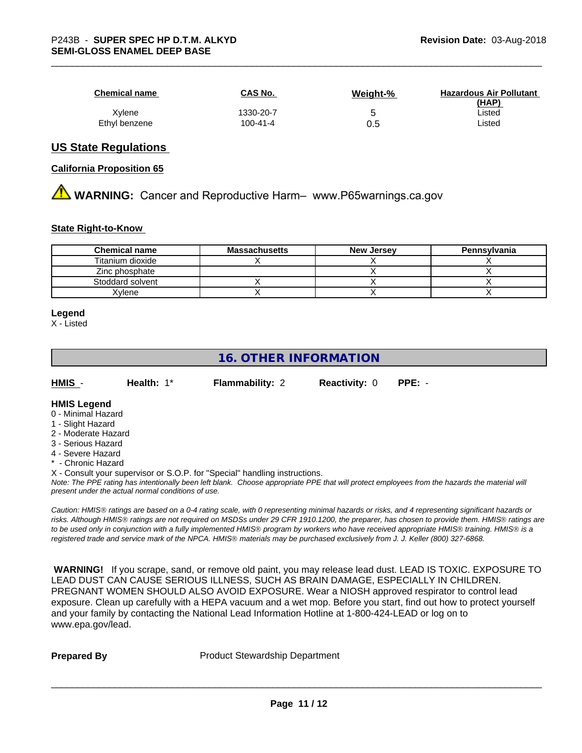| Chemical name | CAS No. | Weight-% | Hazardous Air Pollutant (HAP) |
|---|---|---|---|
| Xylene | 1330-20-7 | 5 | Listed |
| Ethyl benzene | 100-41-4 | 0.5 | Listed |

## US State Regulations

### California Proposition 65

⚠ **WARNING:** Cancer and Reproductive Harm– www.P65warnings.ca.gov

### State Right-to-Know

| Chemical name | Massachusetts | New Jersey | Pennsylvania |
|---|---|---|---|
| Titanium dioxide | X | X | X |
| Zinc phosphate | | X | X |
| Stoddard solvent | X | X | X |
| Xylene | X | X | X |

**Legend**
X - Listed

## 16. OTHER INFORMATION

**HMIS** - **Health:** 1* **Flammability:** 2 **Reactivity:** 0 **PPE:** -

**HMIS Legend**
0 - Minimal Hazard
1 - Slight Hazard
2 - Moderate Hazard
3 - Serious Hazard
4 - Severe Hazard
* - Chronic Hazard
X - Consult your supervisor or S.O.P. for "Special" handling instructions.

*Note: The PPE rating has intentionally been left blank. Choose appropriate PPE that will protect employees from the hazards the material will present under the actual normal conditions of use.*

*Caution: HMIS® ratings are based on a 0-4 rating scale, with 0 representing minimal hazards or risks, and 4 representing significant hazards or risks. Although HMIS® ratings are not required on MSDSs under 29 CFR 1910.1200, the preparer, has chosen to provide them. HMIS® ratings are to be used only in conjunction with a fully implemented HMIS® program by workers who have received appropriate HMIS® training. HMIS® is a registered trade and service mark of the NPCA. HMIS® materials may be purchased exclusively from J. J. Keller (800) 327-6868.*

**WARNING!** If you scrape, sand, or remove old paint, you may release lead dust. LEAD IS TOXIC. EXPOSURE TO LEAD DUST CAN CAUSE SERIOUS ILLNESS, SUCH AS BRAIN DAMAGE, ESPECIALLY IN CHILDREN. PREGNANT WOMEN SHOULD ALSO AVOID EXPOSURE. Wear a NIOSH approved respirator to control lead exposure. Clean up carefully with a HEPA vacuum and a wet mop. Before you start, find out how to protect yourself and your family by contacting the National Lead Information Hotline at 1-800-424-LEAD or log on to www.epa.gov/lead.

**Prepared By** Product Stewardship Department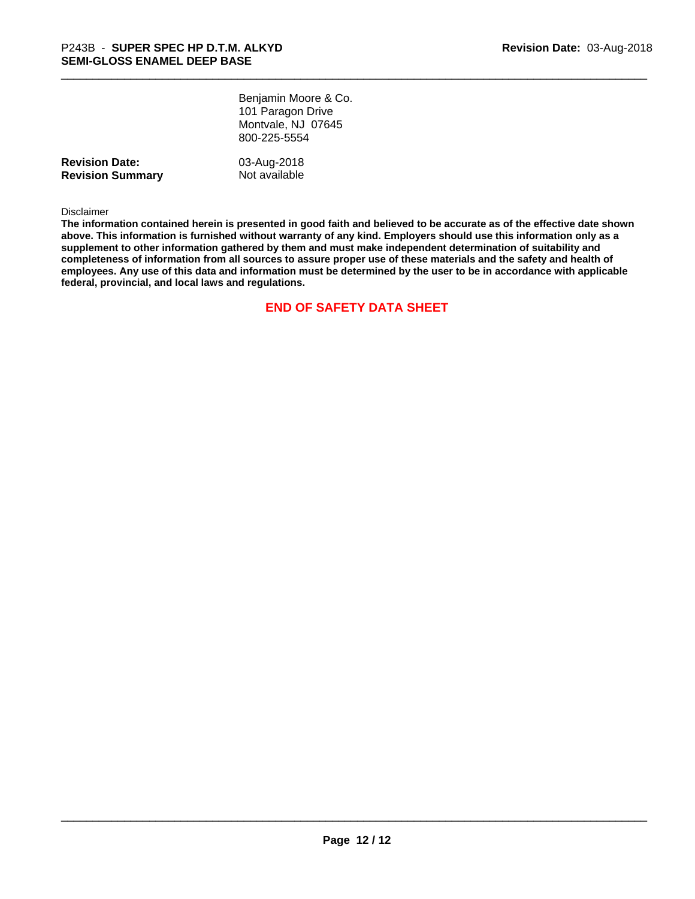Benjamin Moore & Co.
101 Paragon Drive
Montvale, NJ 07645
800-225-5554

| | |
|---|---|
| **Revision Date:** | 03-Aug-2018 |
| **Revision Summary** | Not available |

Disclaimer

**The information contained herein is presented in good faith and believed to be accurate as of the effective date shown above. This information is furnished without warranty of any kind. Employers should use this information only as a supplement to other information gathered by them and must make independent determination of suitability and completeness of information from all sources to assure proper use of these materials and the safety and health of employees. Any use of this data and information must be determined by the user to be in accordance with applicable federal, provincial, and local laws and regulations.**

**END OF SAFETY DATA SHEET**